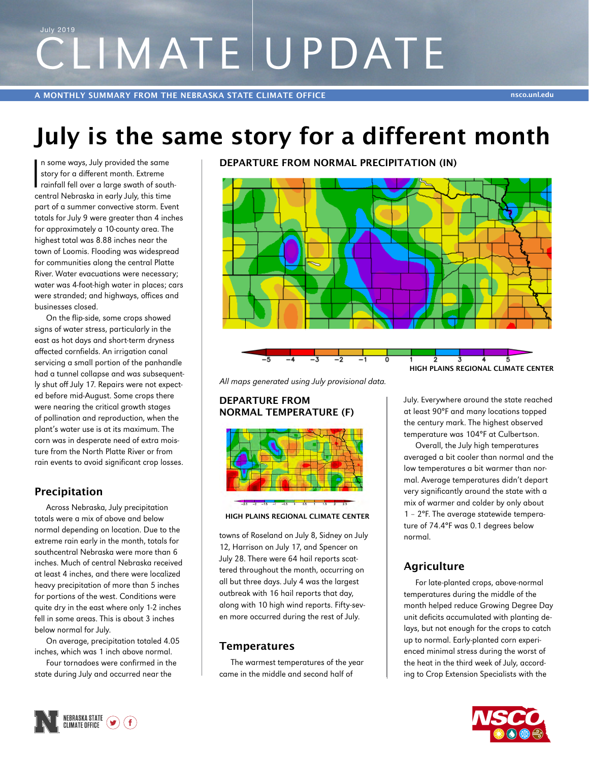July 2019

# CLIMATE UPDATE

A MONTHLY SUMMARY FROM THE NEBRASKA STATE CLIMATE OFFICE nsco.unl.edu

# July is the same story for a different month

In some ways, July provided the same story for a different month. Extreme rainfall fell over a large swath of south-central Nebraska in early July, this time part of a summer convective storm. Event totals for July 9 were greater than 4 inches for approximately a 10-county area. The highest total was 8.88 inches near the town of Loomis. Flooding was widespread for communities along the central Platte River. Water evacuations were necessary; water was 4-foot-high water in places; cars were stranded; and highways, offices and businesses closed.

On the flip-side, some crops showed signs of water stress, particularly in the east as hot days and short-term dryness affected cornfields. An irrigation canal servicing a small portion of the panhandle had a tunnel collapse and was subsequently shut off July 17. Repairs were not expected before mid-August. Some crops there were nearing the critical growth stages of pollination and reproduction, when the plant's water use is at its maximum. The corn was in desperate need of extra moisture from the North Platte River or from rain events to avoid significant crop losses.

**DEPARTURE FROM NORMAL PRECIPITATION (IN)**

HIGH PLAINS REGIONAL CLIMATE CENTER

*All maps generated using July provisional data.*

## Precipitation

Across Nebraska, July precipitation totals were a mix of above and below normal depending on location. Due to the extreme rain early in the month, totals for southcentral Nebraska were more than 6 inches. Much of central Nebraska received at least 4 inches, and there were localized heavy precipitation of more than 5 inches for portions of the west. Conditions were quite dry in the east where only 1-2 inches fell in some areas. This is about 3 inches below normal for July.

On average, precipitation totaled 4.05 inches, which was 1 inch above normal.

Four tornadoes were confirmed in the state during July and occurred near the towns of Roseland on July 8, Sidney on July 12, Harrison on July 17, and Spencer on July 28. There were 64 hail reports scattered throughout the month, occurring on all but three days. July 4 was the largest outbreak with 16 hail reports that day, along with 10 high wind reports. Fifty-seven more occurred during the rest of July.

**DEPARTURE FROM NORMAL TEMPERATURE (F)**

HIGH PLAINS REGIONAL CLIMATE CENTER

## Temperatures

The warmest temperatures of the year came in the middle and second half of July. Everywhere around the state reached at least 90°F and many locations topped the century mark. The highest observed temperature was 104°F at Culbertson.

Overall, the July high temperatures averaged a bit cooler than normal and the low temperatures a bit warmer than normal. Average temperatures didn't depart very significantly around the state with a mix of warmer and colder by only about 1 – 2°F. The average statewide temperature of 74.4°F was 0.1 degrees below normal.

## Agriculture

For late-planted crops, above-normal temperatures during the middle of the month helped reduce Growing Degree Day unit deficits accumulated with planting delays, but not enough for the crops to catch up to normal. Early-planted corn experienced minimal stress during the worst of the heat in the third week of July, according to Crop Extension Specialists with the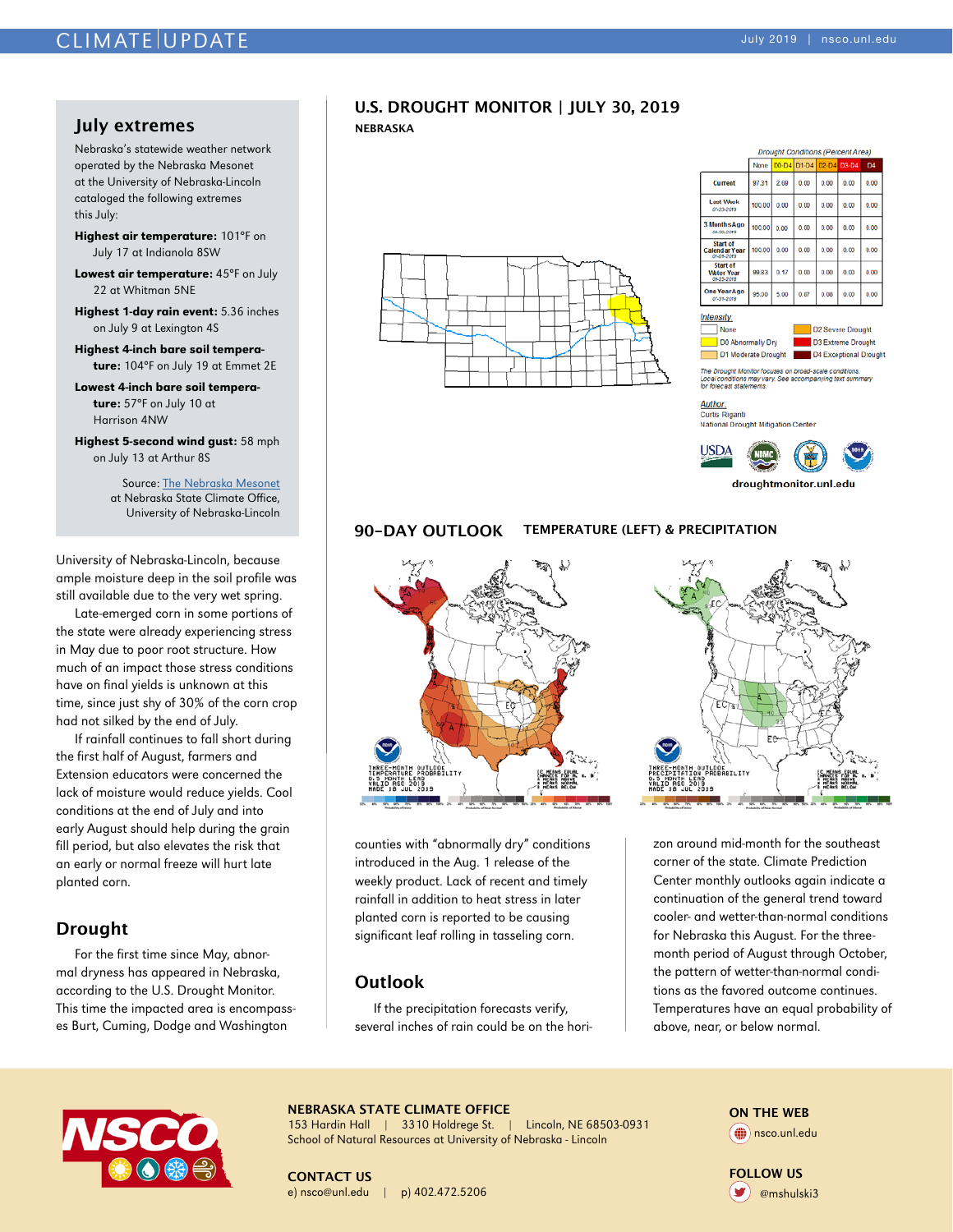## July extremes

Nebraska's statewide weather network operated by the Nebraska Mesonet at the University of Nebraska-Lincoln cataloged the following extremes this July:

**Highest air temperature:** 101°F on July 17 at Indianola 8SW

**Lowest air temperature:** 45°F on July 22 at Whitman 5NE

**Highest 1-day rain event:** 5.36 inches on July 9 at Lexington 4S

**Highest 4-inch bare soil temperature:** 104°F on July 19 at Emmet 2E

**Lowest 4-inch bare soil temperature:** 57°F on July 10 at Harrison 4NW

**Highest 5-second wind gust:** 58 mph on July 13 at Arthur 8S

Source: The Nebraska Mesonet at Nebraska State Climate Office, University of Nebraska-Lincoln

University of Nebraska-Lincoln, because ample moisture deep in the soil profile was still available due to the very wet spring.

Late-emerged corn in some portions of the state were already experiencing stress in May due to poor root structure. How much of an impact those stress conditions have on final yields is unknown at this time, since just shy of 30% of the corn crop had not silked by the end of July.

If rainfall continues to fall short during the first half of August, farmers and Extension educators were concerned the lack of moisture would reduce yields. Cool conditions at the end of July and into early August should help during the grain fill period, but also elevates the risk that an early or normal freeze will hurt late planted corn.

## Drought

For the first time since May, abnormal dryness has appeared in Nebraska, according to the U.S. Drought Monitor. This time the impacted area is encompasses Burt, Cuming, Dodge and Washington counties with "abnormally dry" conditions introduced in the Aug. 1 release of the weekly product. Lack of recent and timely rainfall in addition to heat stress in later planted corn is reported to be causing significant leaf rolling in tasseling corn.

## Outlook

If the precipitation forecasts verify, several inches of rain could be on the horizon around mid-month for the southeast corner of the state. Climate Prediction Center monthly outlooks again indicate a continuation of the general trend toward cooler- and wetter-than-normal conditions for Nebraska this August. For the three-month period of August through October, the pattern of wetter-than-normal conditions as the favored outcome continues. Temperatures have an equal probability of above, near, or below normal.

## U.S. DROUGHT MONITOR | JULY 30, 2019

**NEBRASKA**

Drought Conditions (Percent Area)

| | None | D0-D4 | D1-D4 | D2-D4 | D3-D4 | D4 |
|---|---|---|---|---|---|---|
| Current | 97.31 | 2.69 | 0.00 | 0.00 | 0.00 | 0.00 |
| Last Week 07-23-2019 | 100.00 | 0.00 | 0.00 | 0.00 | 0.00 | 0.00 |
| 3 Months Ago 04-30-2019 | 100.00 | 0.00 | 0.00 | 0.00 | 0.00 | 0.00 |
| Start of Calendar Year 01-01-2019 | 100.00 | 0.00 | 0.00 | 0.00 | 0.00 | 0.00 |
| Start of Water Year 09-25-2018 | 99.83 | 0.17 | 0.00 | 0.00 | 0.00 | 0.00 |
| One Year Ago 07-31-2018 | 95.00 | 5.00 | 0.07 | 0.00 | 0.00 | 0.00 |

Intensity:
None
D0 Abnormally Dry
D1 Moderate Drought
D2 Severe Drought
D3 Extreme Drought
D4 Exceptional Drought

*The Drought Monitor focuses on broad-scale conditions. Local conditions may vary. See accompanying text summary for forecast statements.*

Author:
Curtis Riganti
National Drought Mitigation Center

USDA NDMC

droughtmonitor.unl.edu

## 90-DAY OUTLOOK TEMPERATURE (LEFT) & PRECIPITATION

THREE-MONTH OUTLOOK
TEMPERATURE PROBABILITY
0.5 MONTH LEAD
VALID ASO 2019
MADE 18 JUL 2019

THREE-MONTH OUTLOOK
PRECIPITATION PROBABILITY
0.5 MONTH LEAD
VALID ASO 2019
MADE 18 JUL 2019

**NEBRASKA STATE CLIMATE OFFICE**
153 Hardin Hall | 3310 Holdrege St. | Lincoln, NE 68503-0931
School of Natural Resources at University of Nebraska - Lincoln

**CONTACT US**
e) nsco@unl.edu | p) 402.472.5206

**ON THE WEB**
nsco.unl.edu

**FOLLOW US**
@mshulski3